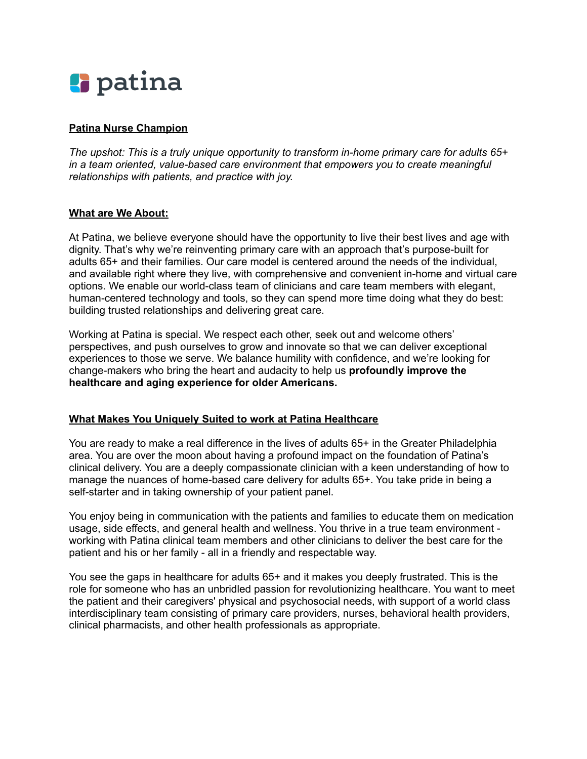patina

**Patina Nurse Champion**

*The upshot: This is a truly unique opportunity to transform in-home primary care for adults 65+ in a team oriented, value-based care environment that empowers you to create meaningful relationships with patients, and practice with joy.*

**What are We About:**

At Patina, we believe everyone should have the opportunity to live their best lives and age with dignity. That's why we're reinventing primary care with an approach that's purpose-built for adults 65+ and their families. Our care model is centered around the needs of the individual, and available right where they live, with comprehensive and convenient in-home and virtual care options. We enable our world-class team of clinicians and care team members with elegant, human-centered technology and tools, so they can spend more time doing what they do best: building trusted relationships and delivering great care.

Working at Patina is special. We respect each other, seek out and welcome others' perspectives, and push ourselves to grow and innovate so that we can deliver exceptional experiences to those we serve. We balance humility with confidence, and we're looking for change-makers who bring the heart and audacity to help us **profoundly improve the healthcare and aging experience for older Americans.**

**What Makes You Uniquely Suited to work at Patina Healthcare**

You are ready to make a real difference in the lives of adults 65+ in the Greater Philadelphia area. You are over the moon about having a profound impact on the foundation of Patina's clinical delivery. You are a deeply compassionate clinician with a keen understanding of how to manage the nuances of home-based care delivery for adults 65+. You take pride in being a self-starter and in taking ownership of your patient panel.

You enjoy being in communication with the patients and families to educate them on medication usage, side effects, and general health and wellness. You thrive in a true team environment - working with Patina clinical team members and other clinicians to deliver the best care for the patient and his or her family - all in a friendly and respectable way.

You see the gaps in healthcare for adults 65+ and it makes you deeply frustrated. This is the role for someone who has an unbridled passion for revolutionizing healthcare. You want to meet the patient and their caregivers' physical and psychosocial needs, with support of a world class interdisciplinary team consisting of primary care providers, nurses, behavioral health providers, clinical pharmacists, and other health professionals as appropriate.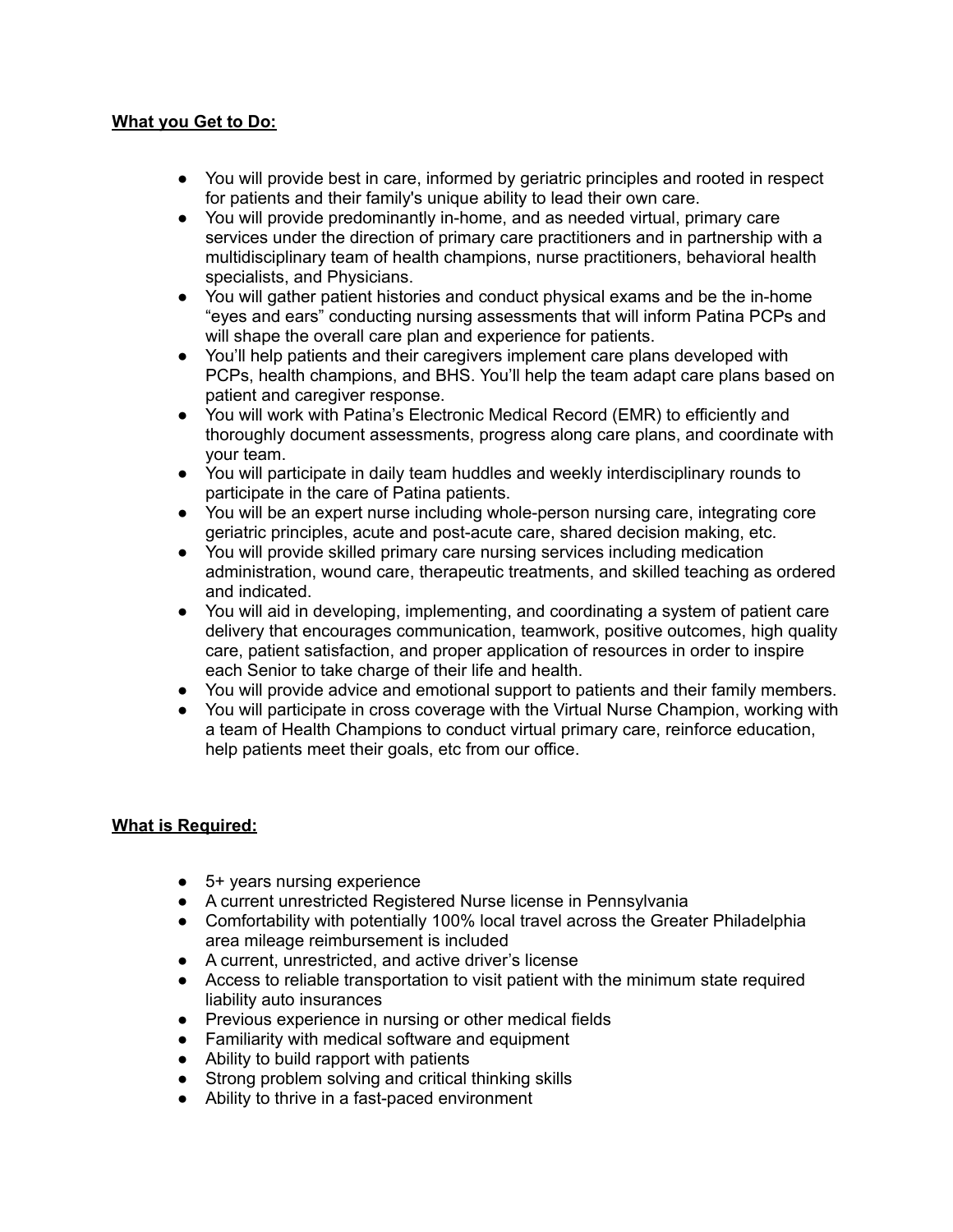**What you Get to Do:**

- You will provide best in care, informed by geriatric principles and rooted in respect for patients and their family's unique ability to lead their own care.
- You will provide predominantly in-home, and as needed virtual, primary care services under the direction of primary care practitioners and in partnership with a multidisciplinary team of health champions, nurse practitioners, behavioral health specialists, and Physicians.
- You will gather patient histories and conduct physical exams and be the in-home "eyes and ears" conducting nursing assessments that will inform Patina PCPs and will shape the overall care plan and experience for patients.
- You'll help patients and their caregivers implement care plans developed with PCPs, health champions, and BHS. You'll help the team adapt care plans based on patient and caregiver response.
- You will work with Patina's Electronic Medical Record (EMR) to efficiently and thoroughly document assessments, progress along care plans, and coordinate with your team.
- You will participate in daily team huddles and weekly interdisciplinary rounds to participate in the care of Patina patients.
- You will be an expert nurse including whole-person nursing care, integrating core geriatric principles, acute and post-acute care, shared decision making, etc.
- You will provide skilled primary care nursing services including medication administration, wound care, therapeutic treatments, and skilled teaching as ordered and indicated.
- You will aid in developing, implementing, and coordinating a system of patient care delivery that encourages communication, teamwork, positive outcomes, high quality care, patient satisfaction, and proper application of resources in order to inspire each Senior to take charge of their life and health.
- You will provide advice and emotional support to patients and their family members.
- You will participate in cross coverage with the Virtual Nurse Champion, working with a team of Health Champions to conduct virtual primary care, reinforce education, help patients meet their goals, etc from our office.

**What is Required:**

- 5+ years nursing experience
- A current unrestricted Registered Nurse license in Pennsylvania
- Comfortability with potentially 100% local travel across the Greater Philadelphia area mileage reimbursement is included
- A current, unrestricted, and active driver's license
- Access to reliable transportation to visit patient with the minimum state required liability auto insurances
- Previous experience in nursing or other medical fields
- Familiarity with medical software and equipment
- Ability to build rapport with patients
- Strong problem solving and critical thinking skills
- Ability to thrive in a fast-paced environment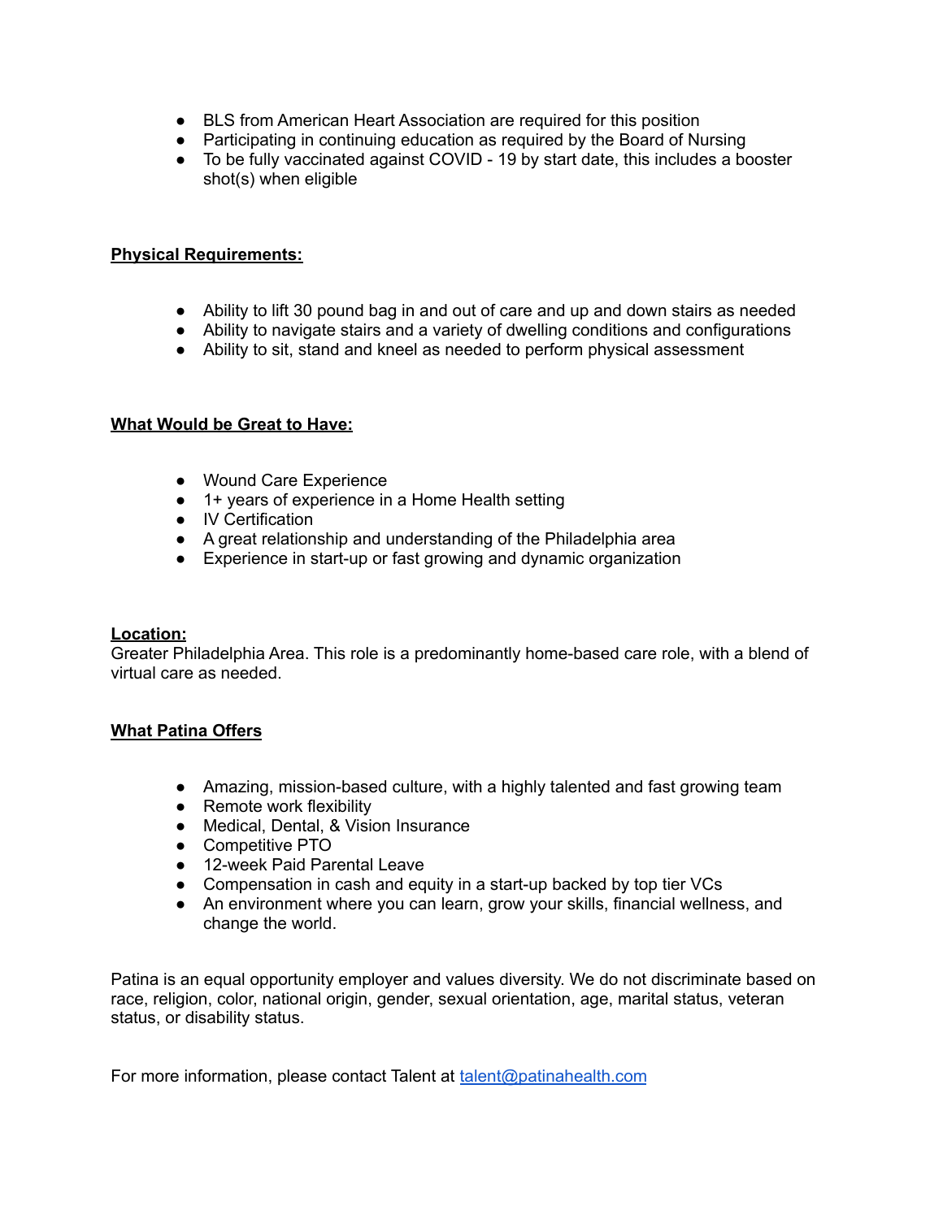- BLS from American Heart Association are required for this position
- Participating in continuing education as required by the Board of Nursing
- To be fully vaccinated against COVID - 19 by start date, this includes a booster shot(s) when eligible

**Physical Requirements:**

- Ability to lift 30 pound bag in and out of care and up and down stairs as needed
- Ability to navigate stairs and a variety of dwelling conditions and configurations
- Ability to sit, stand and kneel as needed to perform physical assessment

**What Would be Great to Have:**

- Wound Care Experience
- 1+ years of experience in a Home Health setting
- IV Certification
- A great relationship and understanding of the Philadelphia area
- Experience in start-up or fast growing and dynamic organization

**Location:**

Greater Philadelphia Area. This role is a predominantly home-based care role, with a blend of virtual care as needed.

**What Patina Offers**

- Amazing, mission-based culture, with a highly talented and fast growing team
- Remote work flexibility
- Medical, Dental, & Vision Insurance
- Competitive PTO
- 12-week Paid Parental Leave
- Compensation in cash and equity in a start-up backed by top tier VCs
- An environment where you can learn, grow your skills, financial wellness, and change the world.

Patina is an equal opportunity employer and values diversity. We do not discriminate based on race, religion, color, national origin, gender, sexual orientation, age, marital status, veteran status, or disability status.

For more information, please contact Talent at [talent@patinahealth.com](mailto:talent@patinahealth.com)